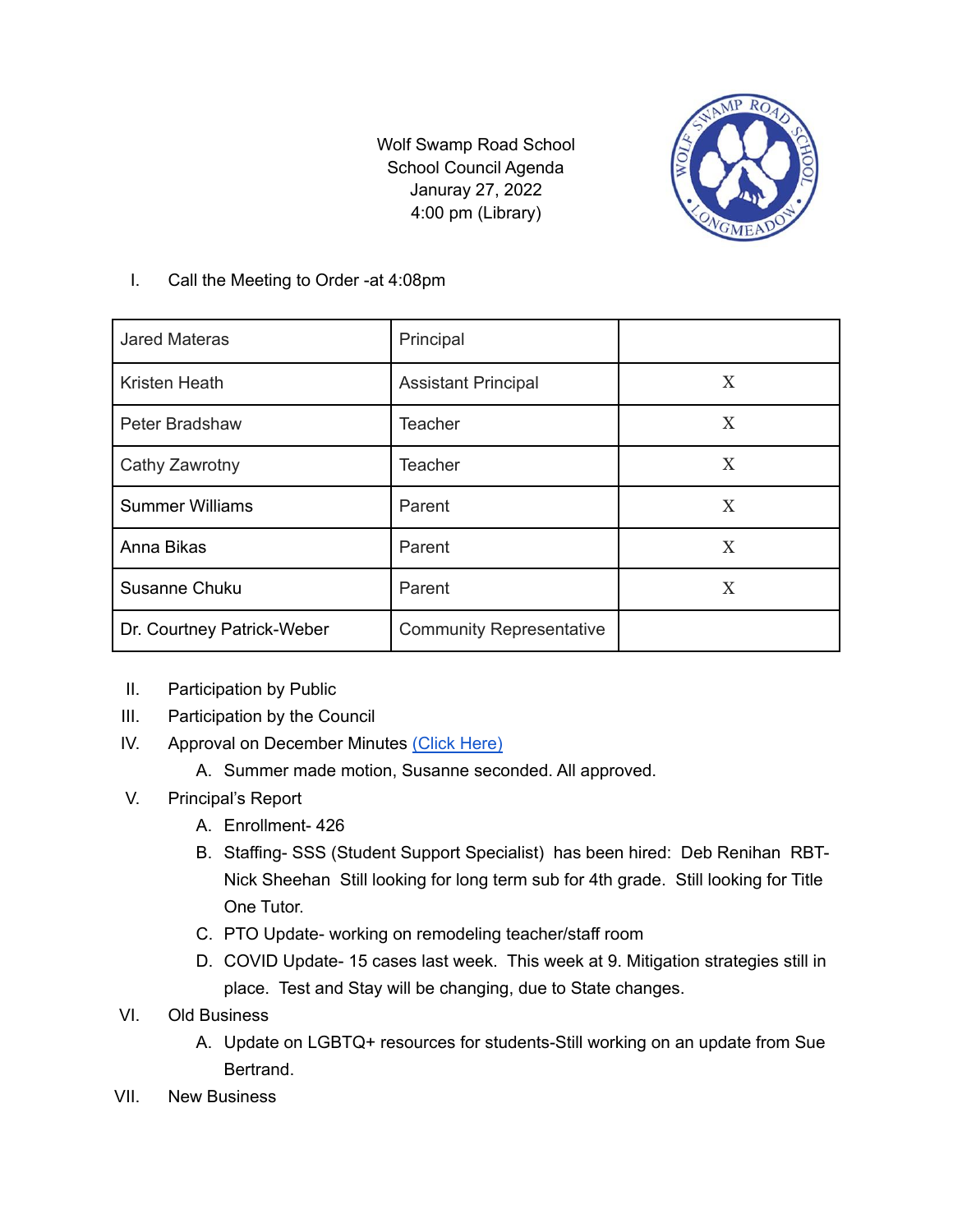Wolf Swamp Road School
School Council Agenda
Januray 27, 2022
4:00 pm (Library)

I. Call the Meeting to Order -at 4:08pm

| Jared Materas | Principal | |
|---|---|---|
| Kristen Heath | Assistant Principal | X |
| Peter Bradshaw | Teacher | X |
| Cathy Zawrotny | Teacher | X |
| Summer Williams | Parent | X |
| Anna Bikas | Parent | X |
| Susanne Chuku | Parent | X |
| Dr. Courtney Patrick-Weber | Community Representative | |

II. Participation by Public

III. Participation by the Council

IV. Approval on December Minutes (Click Here)
   A. Summer made motion, Susanne seconded. All approved.

V. Principal's Report
   A. Enrollment- 426
   B. Staffing- SSS (Student Support Specialist) has been hired: Deb Renihan RBT- Nick Sheehan Still looking for long term sub for 4th grade. Still looking for Title One Tutor.
   C. PTO Update- working on remodeling teacher/staff room
   D. COVID Update- 15 cases last week. This week at 9. Mitigation strategies still in place. Test and Stay will be changing, due to State changes.

VI. Old Business
   A. Update on LGBTQ+ resources for students-Still working on an update from Sue Bertrand.

VII. New Business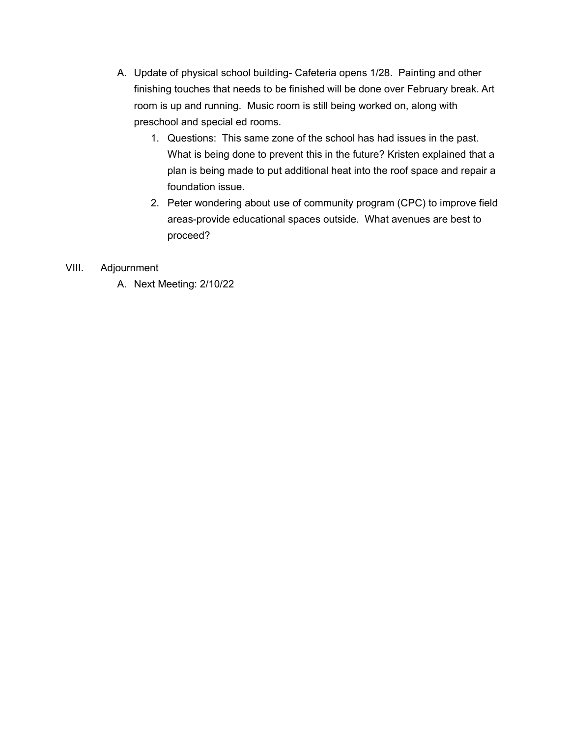A. Update of physical school building- Cafeteria opens 1/28. Painting and other finishing touches that needs to be finished will be done over February break. Art room is up and running. Music room is still being worked on, along with preschool and special ed rooms.
   1. Questions: This same zone of the school has had issues in the past. What is being done to prevent this in the future? Kristen explained that a plan is being made to put additional heat into the roof space and repair a foundation issue.
   2. Peter wondering about use of community program (CPC) to improve field areas-provide educational spaces outside. What avenues are best to proceed?

VIII. Adjournment

A. Next Meeting: 2/10/22